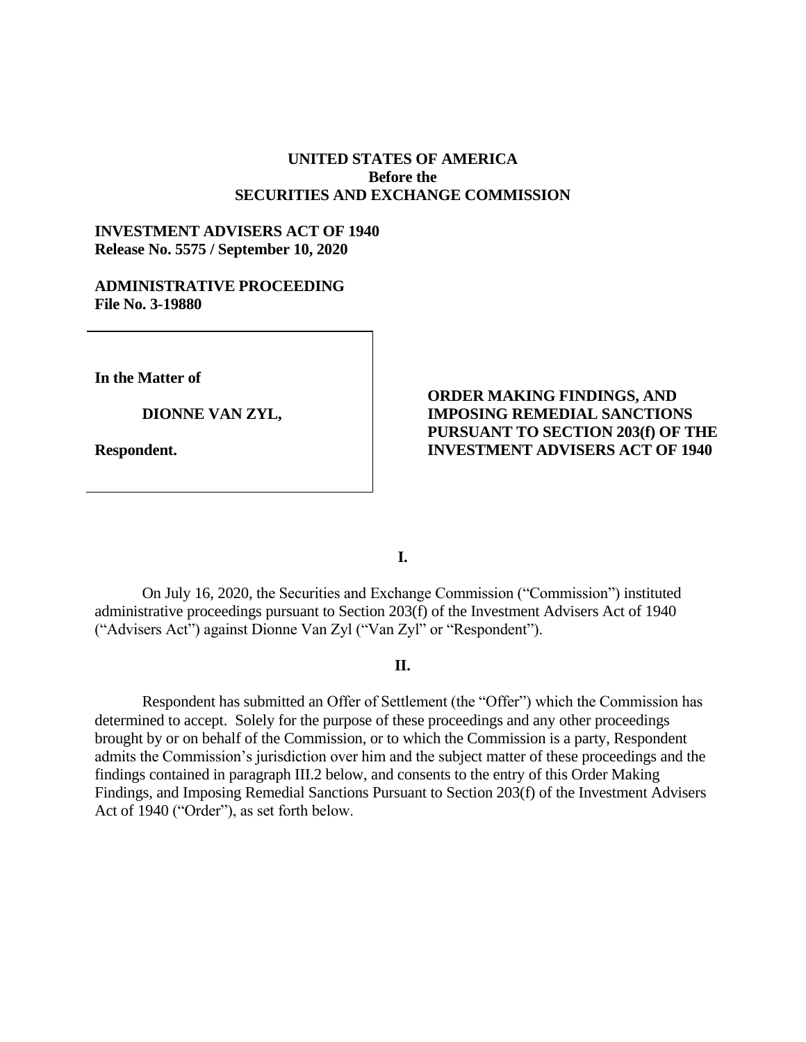**UNITED STATES OF AMERICA**
**Before the**
**SECURITIES AND EXCHANGE COMMISSION**

**INVESTMENT ADVISERS ACT OF 1940**
**Release No. 5575 / September 10, 2020**

**ADMINISTRATIVE PROCEEDING**
**File No. 3-19880**

**In the Matter of**

**DIONNE VAN ZYL,**

**Respondent.**

**ORDER MAKING FINDINGS, AND IMPOSING REMEDIAL SANCTIONS PURSUANT TO SECTION 203(f) OF THE INVESTMENT ADVISERS ACT OF 1940**

## I.

On July 16, 2020, the Securities and Exchange Commission ("Commission") instituted administrative proceedings pursuant to Section 203(f) of the Investment Advisers Act of 1940 ("Advisers Act") against Dionne Van Zyl ("Van Zyl" or "Respondent").

## II.

Respondent has submitted an Offer of Settlement (the "Offer") which the Commission has determined to accept. Solely for the purpose of these proceedings and any other proceedings brought by or on behalf of the Commission, or to which the Commission is a party, Respondent admits the Commission's jurisdiction over him and the subject matter of these proceedings and the findings contained in paragraph III.2 below, and consents to the entry of this Order Making Findings, and Imposing Remedial Sanctions Pursuant to Section 203(f) of the Investment Advisers Act of 1940 ("Order"), as set forth below.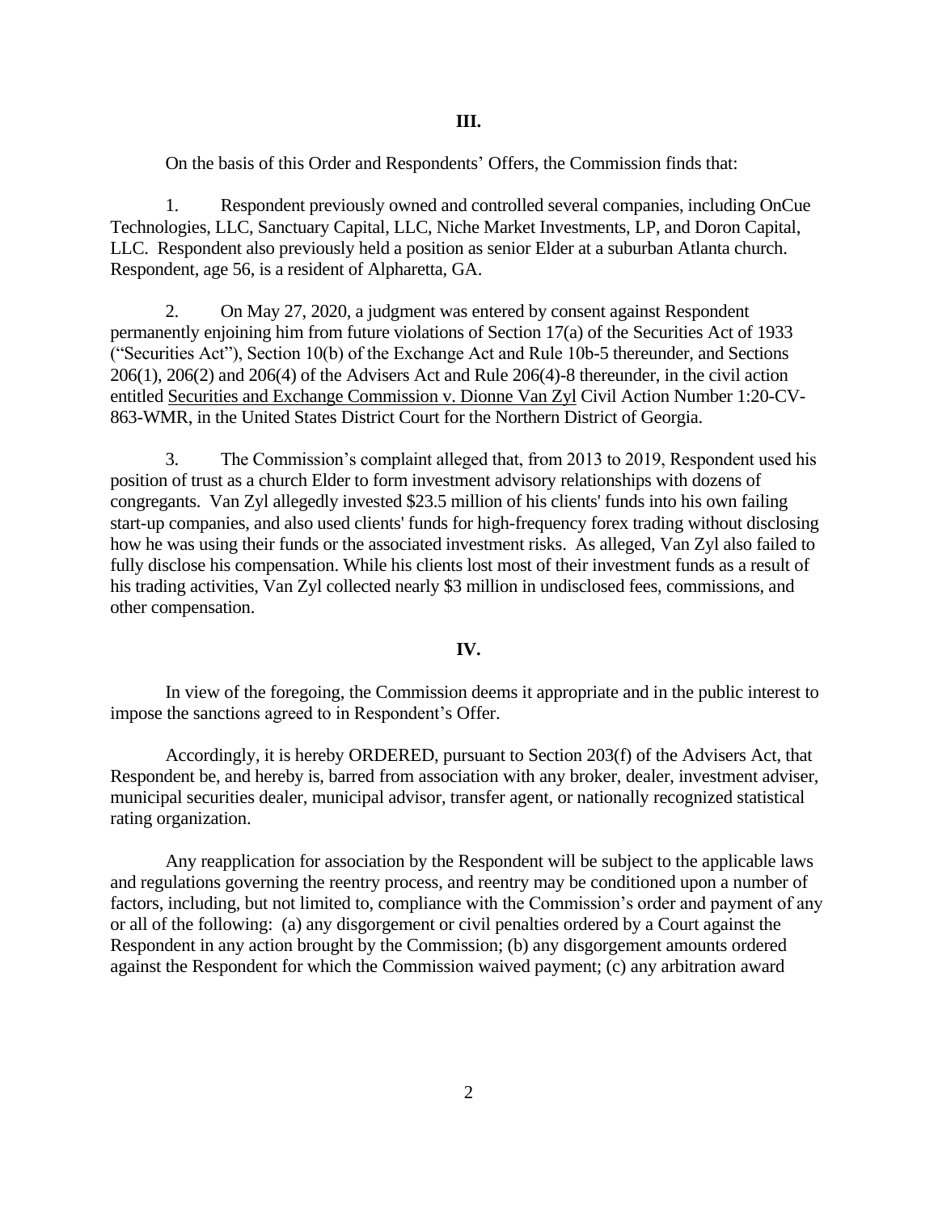## III.

On the basis of this Order and Respondents' Offers, the Commission finds that:

1. Respondent previously owned and controlled several companies, including OnCue Technologies, LLC, Sanctuary Capital, LLC, Niche Market Investments, LP, and Doron Capital, LLC. Respondent also previously held a position as senior Elder at a suburban Atlanta church. Respondent, age 56, is a resident of Alpharetta, GA.

2. On May 27, 2020, a judgment was entered by consent against Respondent permanently enjoining him from future violations of Section 17(a) of the Securities Act of 1933 ("Securities Act"), Section 10(b) of the Exchange Act and Rule 10b-5 thereunder, and Sections 206(1), 206(2) and 206(4) of the Advisers Act and Rule 206(4)-8 thereunder, in the civil action entitled Securities and Exchange Commission v. Dionne Van Zyl Civil Action Number 1:20-CV-863-WMR, in the United States District Court for the Northern District of Georgia.

3. The Commission's complaint alleged that, from 2013 to 2019, Respondent used his position of trust as a church Elder to form investment advisory relationships with dozens of congregants. Van Zyl allegedly invested $23.5 million of his clients' funds into his own failing start-up companies, and also used clients' funds for high-frequency forex trading without disclosing how he was using their funds or the associated investment risks. As alleged, Van Zyl also failed to fully disclose his compensation. While his clients lost most of their investment funds as a result of his trading activities, Van Zyl collected nearly $3 million in undisclosed fees, commissions, and other compensation.

## IV.

In view of the foregoing, the Commission deems it appropriate and in the public interest to impose the sanctions agreed to in Respondent's Offer.

Accordingly, it is hereby ORDERED, pursuant to Section 203(f) of the Advisers Act, that Respondent be, and hereby is, barred from association with any broker, dealer, investment adviser, municipal securities dealer, municipal advisor, transfer agent, or nationally recognized statistical rating organization.

Any reapplication for association by the Respondent will be subject to the applicable laws and regulations governing the reentry process, and reentry may be conditioned upon a number of factors, including, but not limited to, compliance with the Commission's order and payment of any or all of the following: (a) any disgorgement or civil penalties ordered by a Court against the Respondent in any action brought by the Commission; (b) any disgorgement amounts ordered against the Respondent for which the Commission waived payment; (c) any arbitration award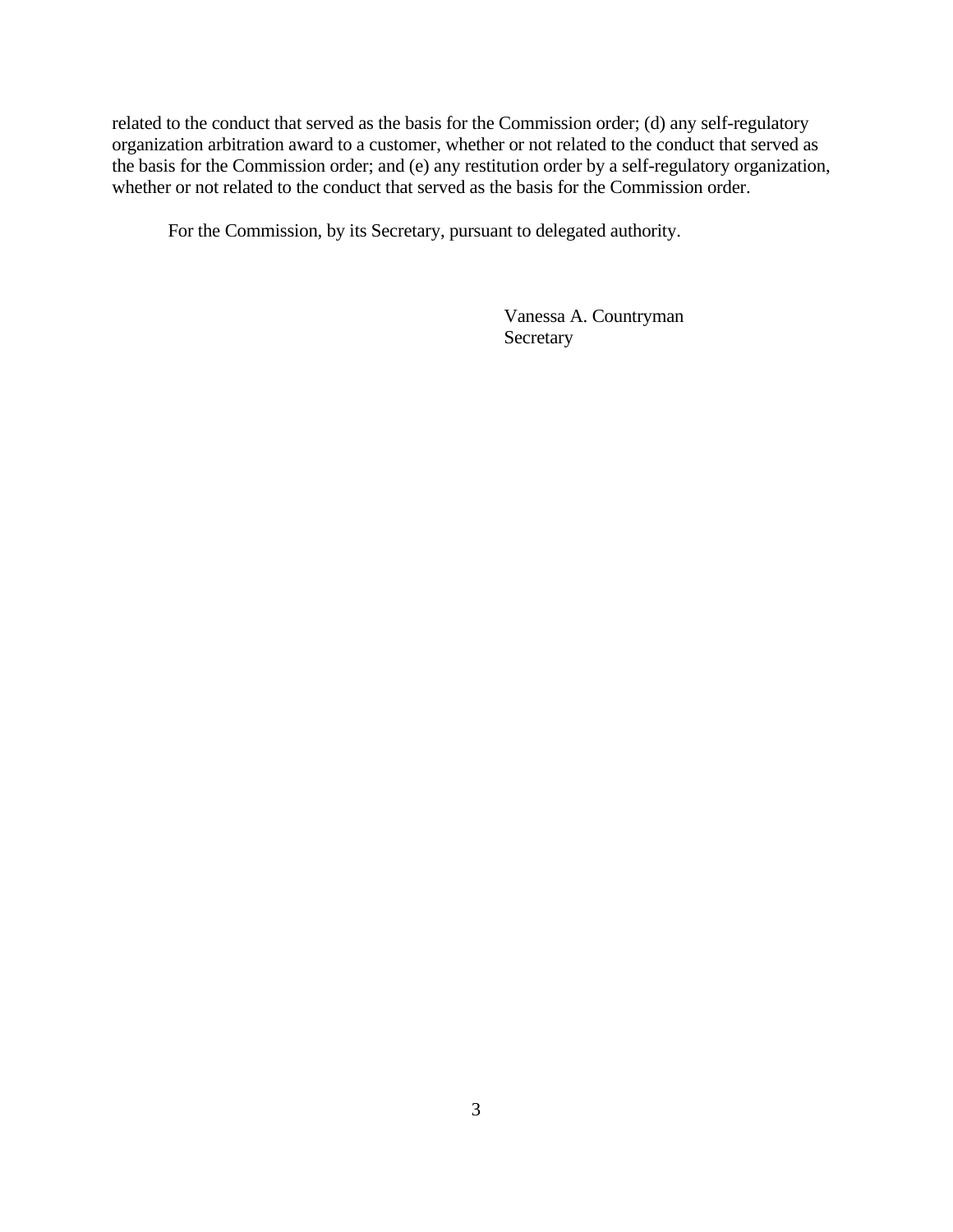related to the conduct that served as the basis for the Commission order; (d) any self-regulatory organization arbitration award to a customer, whether or not related to the conduct that served as the basis for the Commission order; and (e) any restitution order by a self-regulatory organization, whether or not related to the conduct that served as the basis for the Commission order.

For the Commission, by its Secretary, pursuant to delegated authority.

Vanessa A. Countryman
Secretary